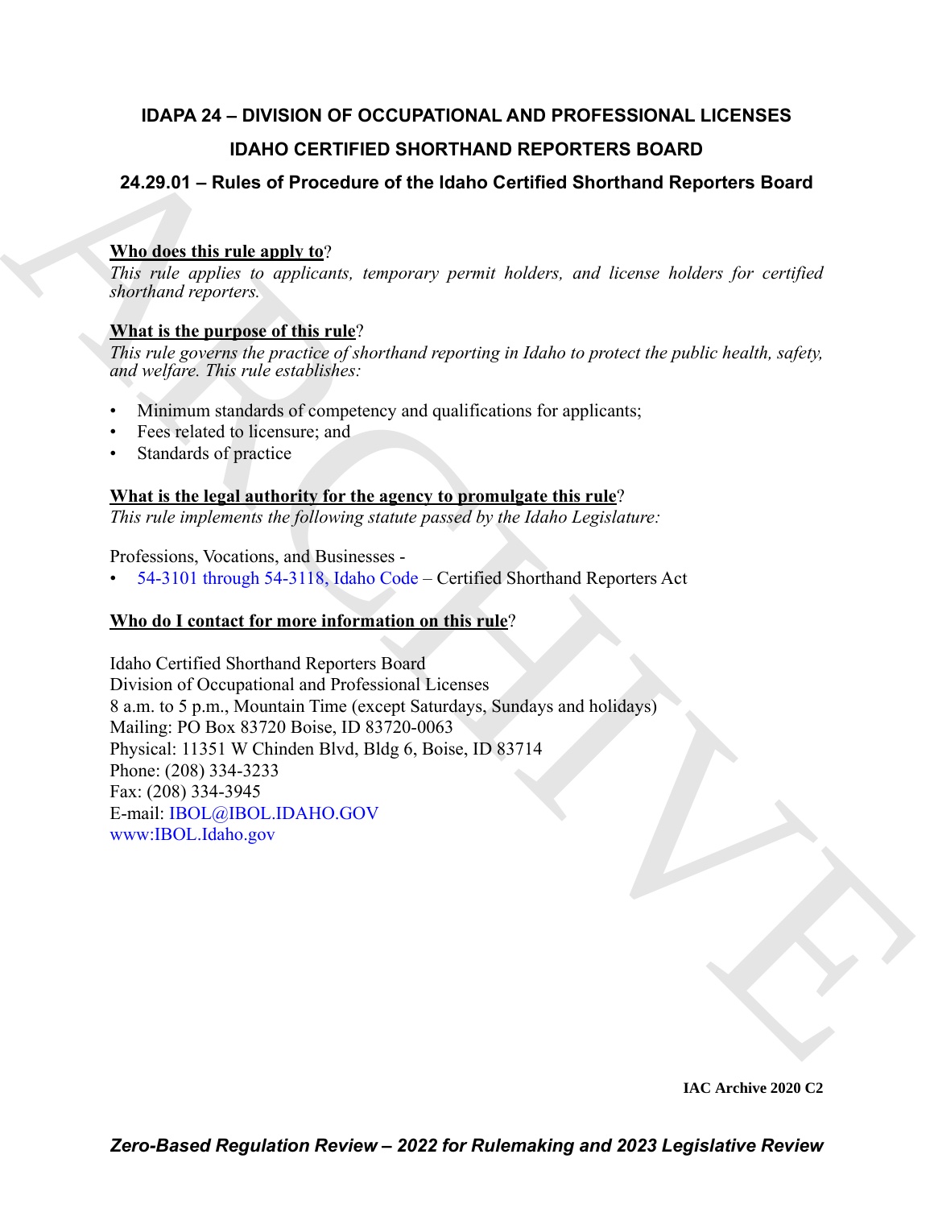# IDAPA 24 – DIVISION OF OCCUPATIONAL AND PROFESSIONAL LICENSES

## IDAHO CERTIFIED SHORTHAND REPORTERS BOARD

## 24.29.01 – Rules of Procedure of the Idaho Certified Shorthand Reporters Board

**Who does this rule apply to**?

*This rule applies to applicants, temporary permit holders, and license holders for certified shorthand reporters.*

**What is the purpose of this rule**?

*This rule governs the practice of shorthand reporting in Idaho to protect the public health, safety, and welfare. This rule establishes:*

- Minimum standards of competency and qualifications for applicants;
- Fees related to licensure; and
- Standards of practice

**What is the legal authority for the agency to promulgate this rule**?

*This rule implements the following statute passed by the Idaho Legislature:*

Professions, Vocations, and Businesses -

- 54-3101 through 54-3118, Idaho Code – Certified Shorthand Reporters Act

**Who do I contact for more information on this rule**?

Idaho Certified Shorthand Reporters Board
Division of Occupational and Professional Licenses
8 a.m. to 5 p.m., Mountain Time (except Saturdays, Sundays and holidays)
Mailing: PO Box 83720 Boise, ID 83720-0063
Physical: 11351 W Chinden Blvd, Bldg 6, Boise, ID 83714
Phone: (208) 334-3233
Fax: (208) 334-3945
E-mail: IBOL@IBOL.IDAHO.GOV
www:IBOL.Idaho.gov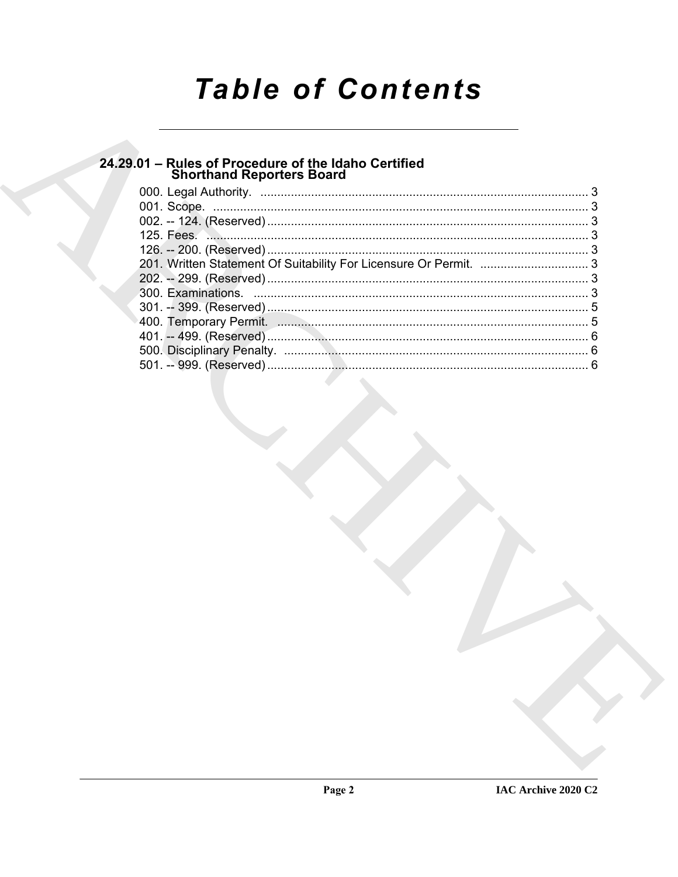# Table of Contents

## 24.29.01 – Rules of Procedure of the Idaho Certified Shorthand Reporters Board

000. Legal Authority. ....................................................................................... 3
001. Scope. ....................................................................................................... 3
002. -- 124. (Reserved) ...................................................................................... 3
125. Fees. ......................................................................................................... 3
126. -- 200. (Reserved) ...................................................................................... 3
201. Written Statement Of Suitability For Licensure Or Permit. ....................... 3
202. -- 299. (Reserved) ...................................................................................... 3
300. Examinations. ............................................................................................ 3
301. -- 399. (Reserved) ...................................................................................... 5
400. Temporary Permit. ..................................................................................... 5
401. -- 499. (Reserved) ...................................................................................... 6
500. Disciplinary Penalty. ................................................................................. 6
501. -- 999. (Reserved) ...................................................................................... 6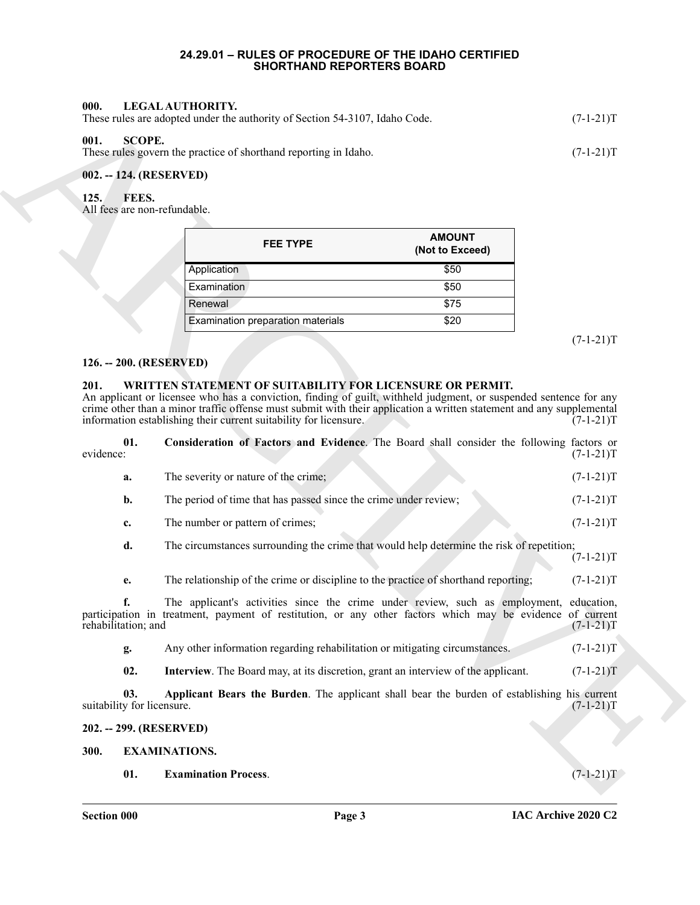# 24.29.01 – RULES OF PROCEDURE OF THE IDAHO CERTIFIED SHORTHAND REPORTERS BOARD

## 000. LEGAL AUTHORITY.

These rules are adopted under the authority of Section 54-3107, Idaho Code. (7-1-21)T

## 001. SCOPE.

These rules govern the practice of shorthand reporting in Idaho. (7-1-21)T

## 002. -- 124. (RESERVED)

## 125. FEES.

All fees are non-refundable.

| FEE TYPE | AMOUNT (Not to Exceed) |
|---|---|
| Application | $50 |
| Examination | $50 |
| Renewal | $75 |
| Examination preparation materials | $20 |

(7-1-21)T

## 126. -- 200. (RESERVED)

## 201. WRITTEN STATEMENT OF SUITABILITY FOR LICENSURE OR PERMIT.

An applicant or licensee who has a conviction, finding of guilt, withheld judgment, or suspended sentence for any crime other than a minor traffic offense must submit with their application a written statement and any supplemental information establishing their current suitability for licensure. (7-1-21)T

**01. Consideration of Factors and Evidence**. The Board shall consider the following factors or evidence: (7-1-21)T

a. The severity or nature of the crime; (7-1-21)T

b. The period of time that has passed since the crime under review; (7-1-21)T

c. The number or pattern of crimes; (7-1-21)T

d. The circumstances surrounding the crime that would help determine the risk of repetition; (7-1-21)T

e. The relationship of the crime or discipline to the practice of shorthand reporting; (7-1-21)T

f. The applicant's activities since the crime under review, such as employment, education, participation in treatment, payment of restitution, or any other factors which may be evidence of current rehabilitation; and (7-1-21)T

g. Any other information regarding rehabilitation or mitigating circumstances. (7-1-21)T

**02. Interview**. The Board may, at its discretion, grant an interview of the applicant. (7-1-21)T

**03. Applicant Bears the Burden**. The applicant shall bear the burden of establishing his current suitability for licensure. (7-1-21)T

## 202. -- 299. (RESERVED)

## 300. EXAMINATIONS.

**01. Examination Process**. (7-1-21)T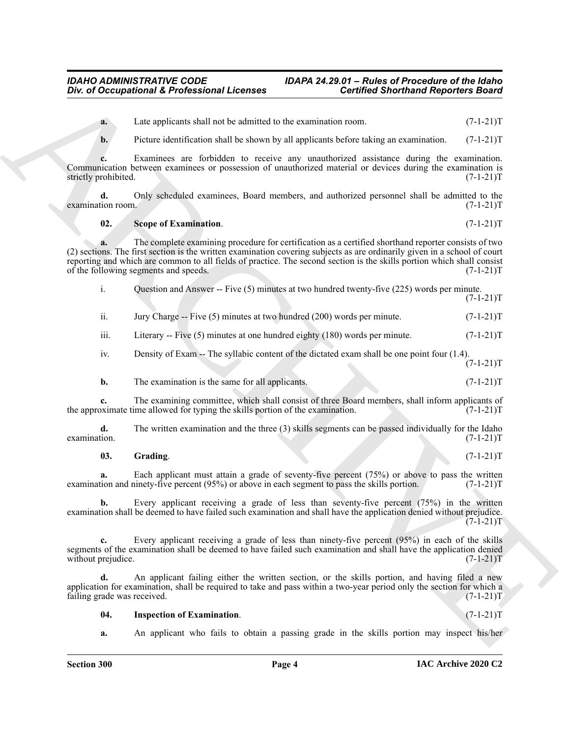**a.** Late applicants shall not be admitted to the examination room. (7-1-21)T

**b.** Picture identification shall be shown by all applicants before taking an examination. (7-1-21)T

**c.** Examinees are forbidden to receive any unauthorized assistance during the examination. Communication between examinees or possession of unauthorized material or devices during the examination is strictly prohibited. (7-1-21)T

**d.** Only scheduled examinees, Board members, and authorized personnel shall be admitted to the examination room. (7-1-21)T

**02. Scope of Examination**. (7-1-21)T

**a.** The complete examining procedure for certification as a certified shorthand reporter consists of two (2) sections. The first section is the written examination covering subjects as are ordinarily given in a school of court reporting and which are common to all fields of practice. The second section is the skills portion which shall consist of the following segments and speeds. (7-1-21)T

i. Question and Answer -- Five (5) minutes at two hundred twenty-five (225) words per minute. (7-1-21)T

ii. Jury Charge -- Five (5) minutes at two hundred (200) words per minute. (7-1-21)T

iii. Literary -- Five (5) minutes at one hundred eighty (180) words per minute. (7-1-21)T

iv. Density of Exam -- The syllabic content of the dictated exam shall be one point four (1.4). (7-1-21)T

**b.** The examination is the same for all applicants. (7-1-21)T

**c.** The examining committee, which shall consist of three Board members, shall inform applicants of the approximate time allowed for typing the skills portion of the examination. (7-1-21)T

**d.** The written examination and the three (3) skills segments can be passed individually for the Idaho examination. (7-1-21)T

**03. Grading**. (7-1-21)T

**a.** Each applicant must attain a grade of seventy-five percent (75%) or above to pass the written examination and ninety-five percent (95%) or above in each segment to pass the skills portion. (7-1-21)T

**b.** Every applicant receiving a grade of less than seventy-five percent (75%) in the written examination shall be deemed to have failed such examination and shall have the application denied without prejudice. (7-1-21)T

**c.** Every applicant receiving a grade of less than ninety-five percent (95%) in each of the skills segments of the examination shall be deemed to have failed such examination and shall have the application denied without prejudice. (7-1-21)T

**d.** An applicant failing either the written section, or the skills portion, and having filed a new application for examination, shall be required to take and pass within a two-year period only the section for which a failing grade was received. (7-1-21)T

**04. Inspection of Examination**. (7-1-21)T

**a.** An applicant who fails to obtain a passing grade in the skills portion may inspect his/her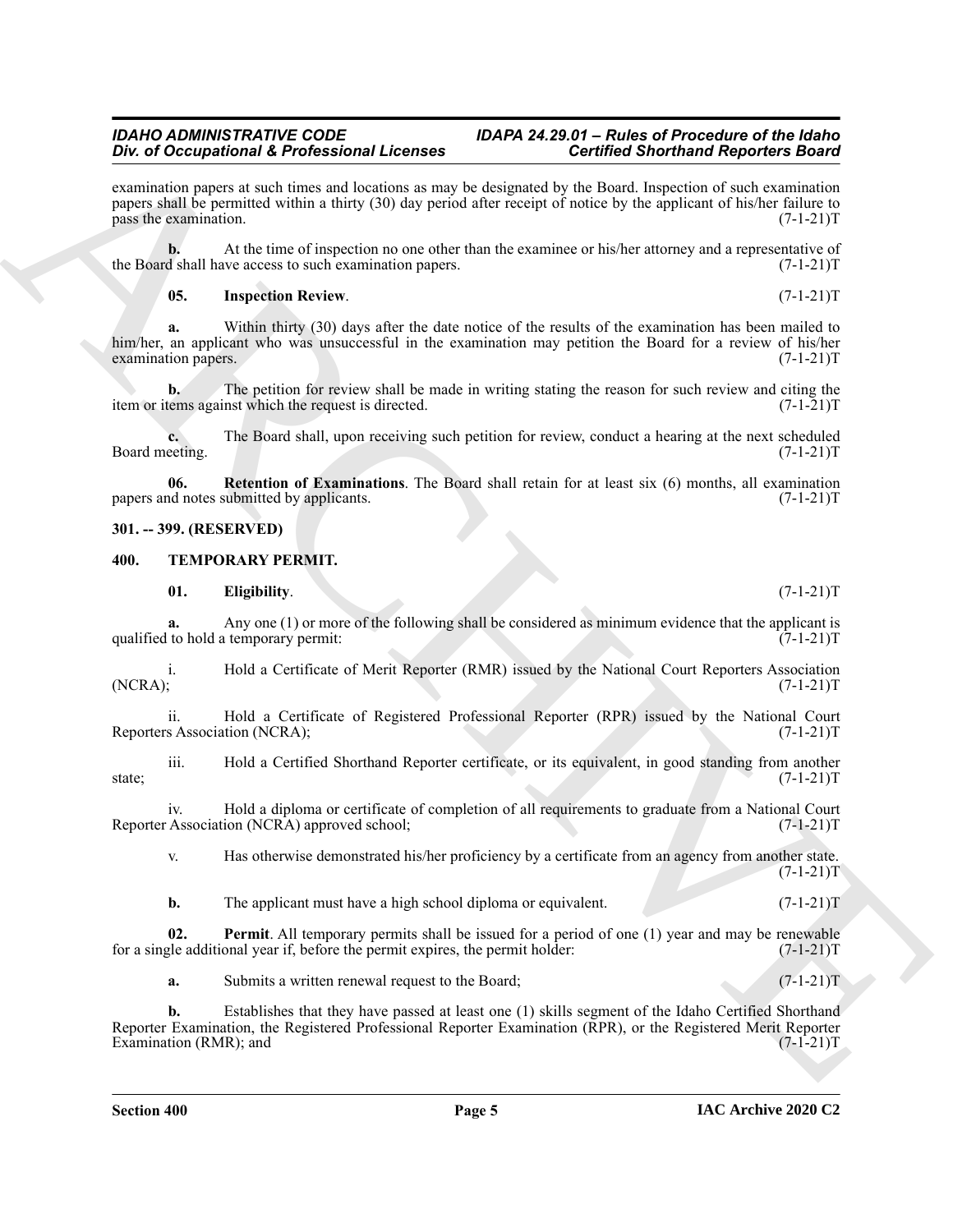examination papers at such times and locations as may be designated by the Board. Inspection of such examination papers shall be permitted within a thirty (30) day period after receipt of notice by the applicant of his/her failure to pass the examination. (7-1-21)T

**b.** At the time of inspection no one other than the examinee or his/her attorney and a representative of the Board shall have access to such examination papers. (7-1-21)T

**05. Inspection Review**. (7-1-21)T

**a.** Within thirty (30) days after the date notice of the results of the examination has been mailed to him/her, an applicant who was unsuccessful in the examination may petition the Board for a review of his/her examination papers. (7-1-21)T

**b.** The petition for review shall be made in writing stating the reason for such review and citing the item or items against which the request is directed. (7-1-21)T

**c.** The Board shall, upon receiving such petition for review, conduct a hearing at the next scheduled Board meeting. (7-1-21)T

**06. Retention of Examinations**. The Board shall retain for at least six (6) months, all examination papers and notes submitted by applicants. (7-1-21)T

**301. -- 399. (RESERVED)**

**400. TEMPORARY PERMIT.**

**01. Eligibility**. (7-1-21)T

**a.** Any one (1) or more of the following shall be considered as minimum evidence that the applicant is qualified to hold a temporary permit: (7-1-21)T

i. Hold a Certificate of Merit Reporter (RMR) issued by the National Court Reporters Association (NCRA); (7-1-21)T

ii. Hold a Certificate of Registered Professional Reporter (RPR) issued by the National Court Reporters Association (NCRA); (7-1-21)T

iii. Hold a Certified Shorthand Reporter certificate, or its equivalent, in good standing from another state; (7-1-21)T

iv. Hold a diploma or certificate of completion of all requirements to graduate from a National Court Reporter Association (NCRA) approved school; (7-1-21)T

v. Has otherwise demonstrated his/her proficiency by a certificate from an agency from another state. (7-1-21)T

**b.** The applicant must have a high school diploma or equivalent. (7-1-21)T

**02. Permit**. All temporary permits shall be issued for a period of one (1) year and may be renewable for a single additional year if, before the permit expires, the permit holder: (7-1-21)T

**a.** Submits a written renewal request to the Board; (7-1-21)T

**b.** Establishes that they have passed at least one (1) skills segment of the Idaho Certified Shorthand Reporter Examination, the Registered Professional Reporter Examination (RPR), or the Registered Merit Reporter Examination (RMR); and (7-1-21)T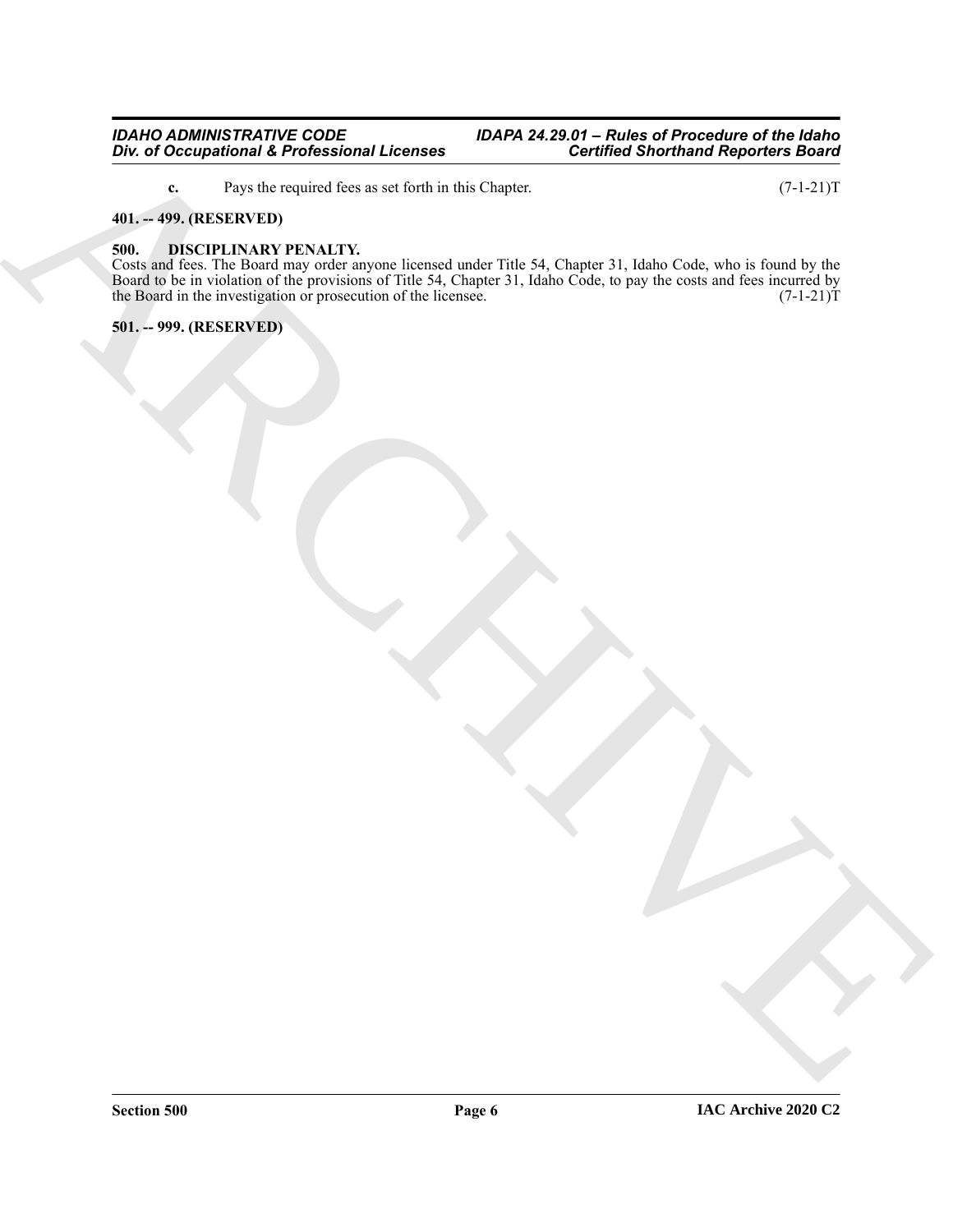**c.** Pays the required fees as set forth in this Chapter. (7-1-21)T

**401. -- 499. (RESERVED)**

**500. DISCIPLINARY PENALTY.**

Costs and fees. The Board may order anyone licensed under Title 54, Chapter 31, Idaho Code, who is found by the Board to be in violation of the provisions of Title 54, Chapter 31, Idaho Code, to pay the costs and fees incurred by the Board in the investigation or prosecution of the licensee. (7-1-21)T

**501. -- 999. (RESERVED)**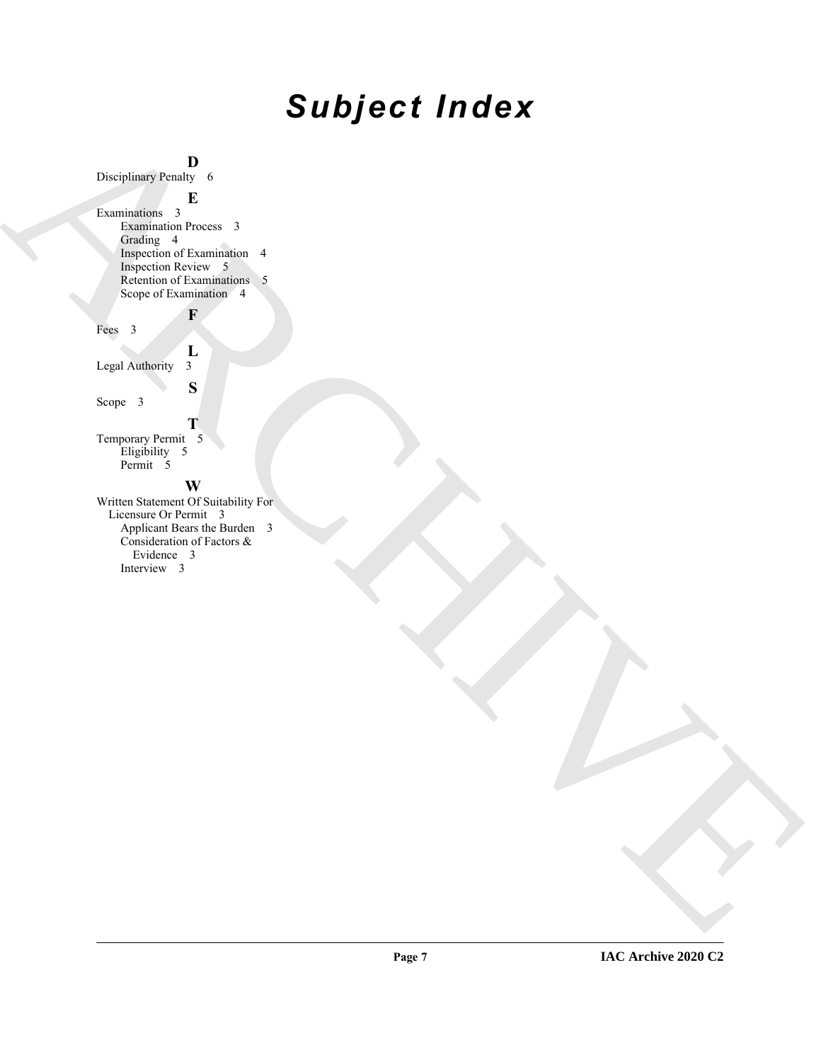# *Subject Index*

**D**

Disciplinary Penalty 6

**E**

Examinations 3
- Examination Process 3
- Grading 4
- Inspection of Examination 4
- Inspection Review 5
- Retention of Examinations 5
- Scope of Examination 4

**F**

Fees 3

**L**

Legal Authority 3

**S**

Scope 3

**T**

Temporary Permit 5
- Eligibility 5
- Permit 5

**W**

Written Statement Of Suitability For Licensure Or Permit 3
- Applicant Bears the Burden 3
- Consideration of Factors & Evidence 3
- Interview 3